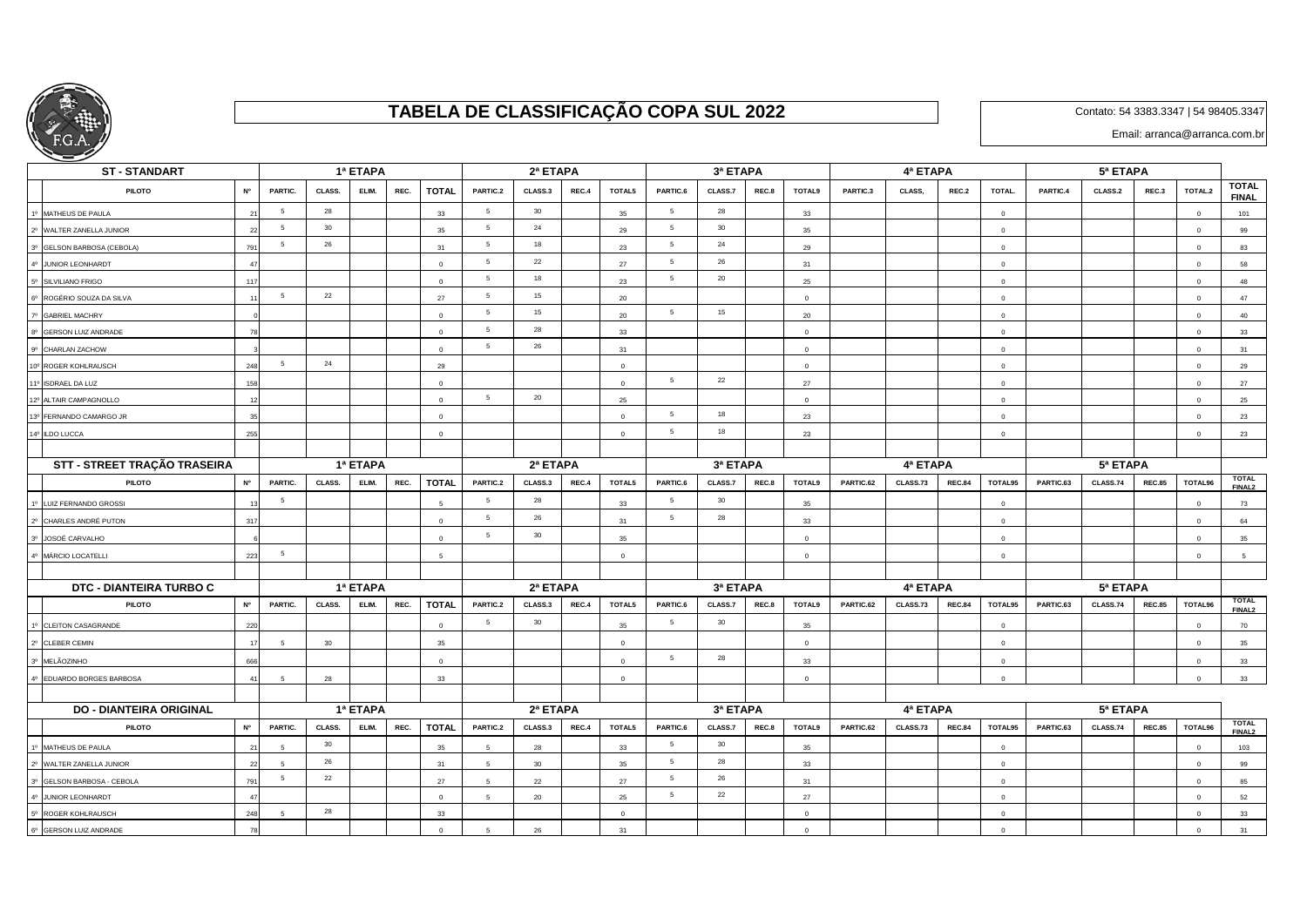# TABELA DE CLASSIFICAÇÃO COPA SUL 2022

Contato: 54 3383.3347 | 54 98405.3347

Email: arranca@arranca.com.br

| ST - STANDART | | | 1ª ETAPA | | | | | 2ª ETAPA | | | | 3ª ETAPA | | | | 4ª ETAPA | | | | 5ª ETAPA | | | | |
|---|---|---|---|---|---|---|---|---|---|---|---|---|---|---|---|---|---|---|---|---|---|---|---|---|
| | PILOTO | Nº | PARTIC. | CLASS. | ELIM. | REC. | TOTAL | PARTIC.2 | CLASS.3 | REC.4 | TOTAL5 | PARTIC.6 | CLASS.7 | REC.8 | TOTAL9 | PARTIC.3 | CLASS, | REC.2 | TOTAL. | PARTIC.4 | CLASS.2 | REC.3 | TOTAL.2 | TOTAL FINAL |
| 1º | MATHEUS DE PAULA | 21 | 5 | 28 | | | 33 | 5 | 30 | | 35 | 5 | 28 | | 33 | | | | 0 | | | | 0 | 101 |
| 2º | WALTER ZANELLA JUNIOR | 22 | 5 | 30 | | | 35 | 5 | 24 | | 29 | 5 | 30 | | 35 | | | | 0 | | | | 0 | 99 |
| 3º | GELSON BARBOSA (CEBOLA) | 791 | 5 | 26 | | | 31 | 5 | 18 | | 23 | 5 | 24 | | 29 | | | | 0 | | | | 0 | 83 |
| 4º | JUNIOR LEONHARDT | 47 | | | | | 0 | 5 | 22 | | 27 | 5 | 26 | | 31 | | | | 0 | | | | 0 | 58 |
| 5º | SILVILIANO FRIGO | 117 | | | | | 0 | 5 | 18 | | 23 | 5 | 20 | | 25 | | | | 0 | | | | 0 | 48 |
| 6º | ROGÉRIO SOUZA DA SILVA | 11 | 5 | 22 | | | 27 | 5 | 15 | | 20 | | | | 0 | | | | 0 | | | | 0 | 47 |
| 7º | GABRIEL MACHRY | 0 | | | | | 0 | 5 | 15 | | 20 | 5 | 15 | | 20 | | | | 0 | | | | 0 | 40 |
| 8º | GERSON LUIZ ANDRADE | 78 | | | | | 0 | 5 | 28 | | 33 | | | | 0 | | | | 0 | | | | 0 | 33 |
| 9º | CHARLAN ZACHOW | 3 | | | | | 0 | 5 | 26 | | 31 | | | | 0 | | | | 0 | | | | 0 | 31 |
| 10º | ROGER KOHLRAUSCH | 248 | 5 | 24 | | | 29 | | | | 0 | | | | 0 | | | | 0 | | | | 0 | 29 |
| 11º | ISDRAEL DA LUZ | 158 | | | | | 0 | | | | 0 | 5 | 22 | | 27 | | | | 0 | | | | 0 | 27 |
| 12º | ALTAIR CAMPAGNOLLO | 12 | | | | | 0 | 5 | 20 | | 25 | | | | 0 | | | | 0 | | | | 0 | 25 |
| 13º | FERNANDO CAMARGO JR | 35 | | | | | 0 | | | | 0 | 5 | 18 | | 23 | | | | 0 | | | | 0 | 23 |
| 14º | ILDO LUCCA | 255 | | | | | 0 | | | | 0 | 5 | 18 | | 23 | | | | 0 | | | | 0 | 23 |

| STT - STREET TRAÇÃO TRASEIRA | | | 1ª ETAPA | | | | | 2ª ETAPA | | | | 3ª ETAPA | | | | 4ª ETAPA | | | | 5ª ETAPA | | | | |
|---|---|---|---|---|---|---|---|---|---|---|---|---|---|---|---|---|---|---|---|---|---|---|---|---|
| | PILOTO | Nº | PARTIC. | CLASS. | ELIM. | REC. | TOTAL | PARTIC.2 | CLASS.3 | REC.4 | TOTAL5 | PARTIC.6 | CLASS.7 | REC.8 | TOTAL9 | PARTIC.62 | CLASS.73 | REC.84 | TOTAL95 | PARTIC.63 | CLASS.74 | REC.85 | TOTAL96 | TOTAL FINAL2 |
| 1º | LUIZ FERNANDO GROSSI | 13 | 5 | | | | 5 | 5 | 28 | | 33 | 5 | 30 | | 35 | | | | 0 | | | | 0 | 73 |
| 2º | CHARLES ANDRÉ PUTON | 317 | | | | | 0 | 5 | 26 | | 31 | 5 | 28 | | 33 | | | | 0 | | | | 0 | 64 |
| 3º | JOSOÉ CARVALHO | 6 | | | | | 0 | 5 | 30 | | 35 | | | | 0 | | | | 0 | | | | 0 | 35 |
| 4º | MÁRCIO LOCATELLI | 223 | 5 | | | | 5 | | | | 0 | | | | 0 | | | | 0 | | | | 0 | 5 |

| DTC - DIANTEIRA TURBO C | | | 1ª ETAPA | | | | | 2ª ETAPA | | | | 3ª ETAPA | | | | 4ª ETAPA | | | | 5ª ETAPA | | | | |
|---|---|---|---|---|---|---|---|---|---|---|---|---|---|---|---|---|---|---|---|---|---|---|---|---|
| | PILOTO | Nº | PARTIC. | CLASS. | ELIM. | REC. | TOTAL | PARTIC.2 | CLASS.3 | REC.4 | TOTAL5 | PARTIC.6 | CLASS.7 | REC.8 | TOTAL9 | PARTIC.62 | CLASS.73 | REC.84 | TOTAL95 | PARTIC.63 | CLASS.74 | REC.85 | TOTAL96 | TOTAL FINAL2 |
| 1º | CLEITON CASAGRANDE | 220 | | | | | 0 | 5 | 30 | | 35 | 5 | 30 | | 35 | | | | 0 | | | | 0 | 70 |
| 2º | CLEBER CEMIN | 17 | 5 | 30 | | | 35 | | | | 0 | | | | 0 | | | | 0 | | | | 0 | 35 |
| 3º | MELÃOZINHO | 666 | | | | | 0 | | | | 0 | 5 | 28 | | 33 | | | | 0 | | | | 0 | 33 |
| 4º | EDUARDO BORGES BARBOSA | 41 | 5 | 28 | | | 33 | | | | 0 | | | | 0 | | | | 0 | | | | 0 | 33 |

| DO - DIANTEIRA ORIGINAL | | | 1ª ETAPA | | | | | 2ª ETAPA | | | | 3ª ETAPA | | | | 4ª ETAPA | | | | 5ª ETAPA | | | | |
|---|---|---|---|---|---|---|---|---|---|---|---|---|---|---|---|---|---|---|---|---|---|---|---|---|
| | PILOTO | Nº | PARTIC. | CLASS. | ELIM. | REC. | TOTAL | PARTIC.2 | CLASS.3 | REC.4 | TOTAL5 | PARTIC.6 | CLASS.7 | REC.8 | TOTAL9 | PARTIC.62 | CLASS.73 | REC.84 | TOTAL95 | PARTIC.63 | CLASS.74 | REC.85 | TOTAL96 | TOTAL FINAL2 |
| 1º | MATHEUS DE PAULA | 21 | 5 | 30 | | | 35 | 5 | 28 | | 33 | 5 | 30 | | 35 | | | | 0 | | | | 0 | 103 |
| 2º | WALTER ZANELLA JUNIOR | 22 | 5 | 26 | | | 31 | 5 | 30 | | 35 | 5 | 28 | | 33 | | | | 0 | | | | 0 | 99 |
| 3º | GELSON BARBOSA - CEBOLA | 791 | 5 | 22 | | | 27 | 5 | 22 | | 27 | 5 | 26 | | 31 | | | | 0 | | | | 0 | 85 |
| 4º | JUNIOR LEONHARDT | 47 | | | | | 0 | 5 | 20 | | 25 | 5 | 22 | | 27 | | | | 0 | | | | 0 | 52 |
| 5º | ROGER KOHLRAUSCH | 248 | 5 | 28 | | | 33 | | | | 0 | | | | 0 | | | | 0 | | | | 0 | 33 |
| 6º | GERSON LUIZ ANDRADE | 78 | | | | | 0 | 5 | 26 | | 31 | | | | 0 | | | | 0 | | | | 0 | 31 |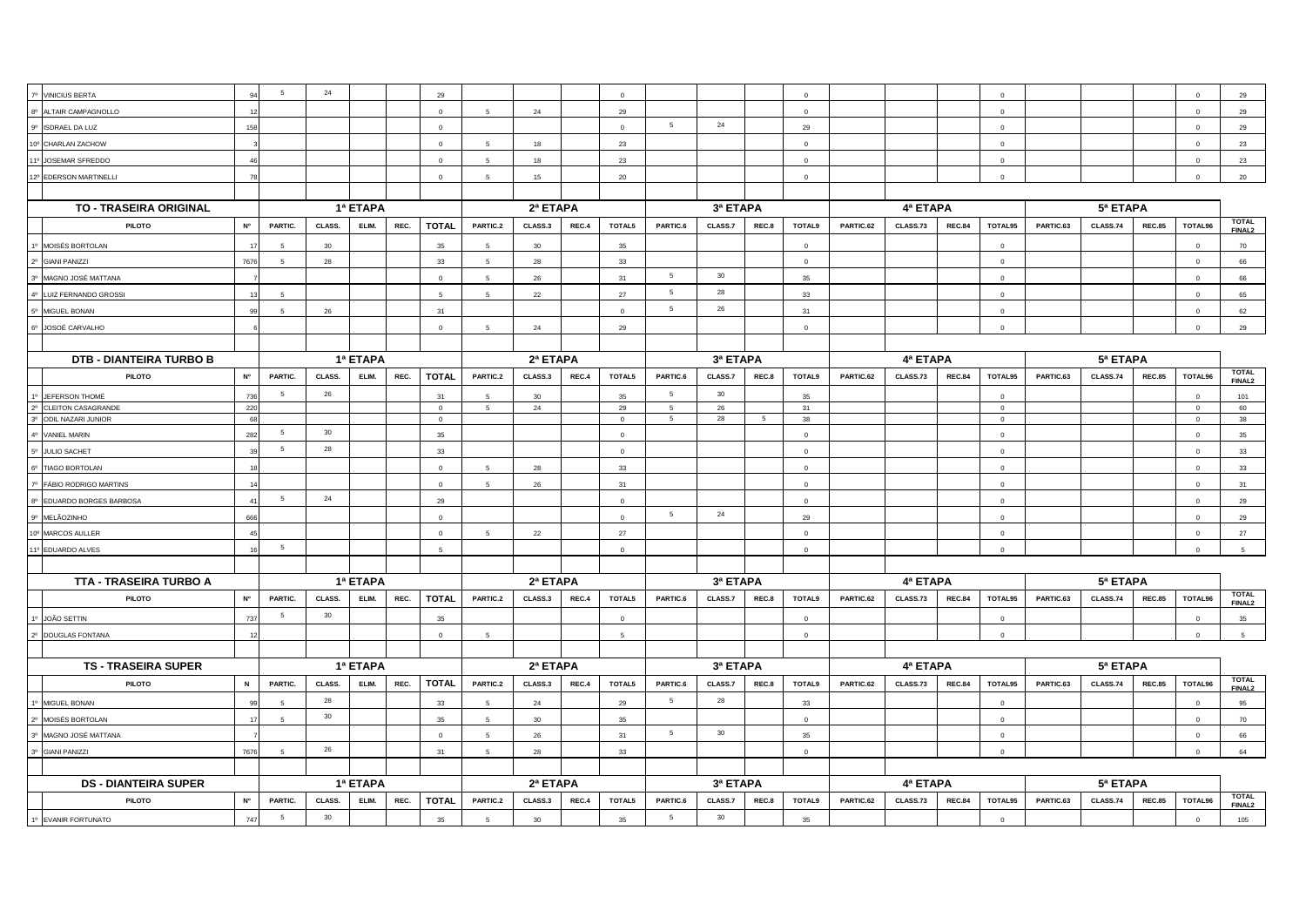| | | | | | | | | | | | | | | | | | | | | | | | | |
|---|---|---|---|---|---|---|---|---|---|---|---|---|---|---|---|---|---|---|---|---|---|---|---|---|
| 7º VINICIUS BERTA | 94 | 5 | 24 | | | 29 | | | | 0 | | | | 0 | | | | 0 | | | | 0 | 29 |
| 8º ALTAIR CAMPAGNOLLO | 12 | | | | | 0 | 5 | 24 | | 29 | | | | 0 | | | | 0 | | | | 0 | 29 |
| 9º ISDRAEL DA LUZ | 158 | | | | | 0 | | | | 0 | 5 | 24 | | 29 | | | | 0 | | | | 0 | 29 |
| 10º CHARLAN ZACHOW | 3 | | | | | 0 | 5 | 18 | | 23 | | | | 0 | | | | 0 | | | | 0 | 23 |
| 11º JOSEMAR SFREDDO | 46 | | | | | 0 | 5 | 18 | | 23 | | | | 0 | | | | 0 | | | | 0 | 23 |
| 12º EDERSON MARTINELLI | 78 | | | | | 0 | 5 | 15 | | 20 | | | | 0 | | | | 0 | | | | 0 | 20 |

| TO - TRASEIRA ORIGINAL | | 1ª ETAPA | | | | | 2ª ETAPA | | | | 3ª ETAPA | | | | 4ª ETAPA | | | | 5ª ETAPA | | | | |
|---|---|---|---|---|---|---|---|---|---|---|---|---|---|---|---|---|---|---|---|---|---|---|---|
| PILOTO | Nº | PARTIC. | CLASS. | ELIM. | REC. | TOTAL | PARTIC.2 | CLASS.3 | REC.4 | TOTAL5 | PARTIC.6 | CLASS.7 | REC.8 | TOTAL9 | PARTIC.62 | CLASS.73 | REC.84 | TOTAL95 | PARTIC.63 | CLASS.74 | REC.85 | TOTAL96 | TOTAL FINAL2 |
| 1º MOISÉS BORTOLAN | 17 | 5 | 30 | | | 35 | 5 | 30 | | 35 | | | | 0 | | | | 0 | | | | 0 | 70 |
| 2º GIANI PANIZZI | 7676 | 5 | 28 | | | 33 | 5 | 28 | | 33 | | | | 0 | | | | 0 | | | | 0 | 66 |
| 3º MAGNO JOSÉ MATTANA | 7 | | | | | 0 | 5 | 26 | | 31 | 5 | 30 | | 35 | | | | 0 | | | | 0 | 66 |
| 4º LUIZ FERNANDO GROSSI | 13 | 5 | | | | 5 | 5 | 22 | | 27 | 5 | 28 | | 33 | | | | 0 | | | | 0 | 65 |
| 5º MIGUEL BONAN | 99 | 5 | 26 | | | 31 | | | | 0 | 5 | 26 | | 31 | | | | 0 | | | | 0 | 62 |
| 6º JOSOÉ CARVALHO | 6 | | | | | 0 | 5 | 24 | | 29 | | | | 0 | | | | 0 | | | | 0 | 29 |

| DTB - DIANTEIRA TURBO B | | 1ª ETAPA | | | | | 2ª ETAPA | | | | 3ª ETAPA | | | | 4ª ETAPA | | | | 5ª ETAPA | | | | |
|---|---|---|---|---|---|---|---|---|---|---|---|---|---|---|---|---|---|---|---|---|---|---|---|
| PILOTO | Nº | PARTIC. | CLASS. | ELIM. | REC. | TOTAL | PARTIC.2 | CLASS.3 | REC.4 | TOTAL5 | PARTIC.6 | CLASS.7 | REC.8 | TOTAL9 | PARTIC.62 | CLASS.73 | REC.84 | TOTAL95 | PARTIC.63 | CLASS.74 | REC.85 | TOTAL96 | TOTAL FINAL2 |
| 1º JEFERSON THOMÉ | 736 | 5 | 26 | | | 31 | 5 | 30 | | 35 | 5 | 30 | | 35 | | | | 0 | | | | 0 | 101 |
| 2º CLEITON CASAGRANDE | 220 | | | | | 0 | 5 | 24 | | 29 | 5 | 26 | | 31 | | | | 0 | | | | 0 | 60 |
| 3º ODIL NAZARI JUNIOR | 68 | | | | | 0 | | | | 0 | 5 | 28 | 5 | 38 | | | | 0 | | | | 0 | 38 |
| 4º VANIEL MARIN | 282 | 5 | 30 | | | 35 | | | | 0 | | | | 0 | | | | 0 | | | | 0 | 35 |
| 5º JULIO SACHET | 39 | 5 | 28 | | | 33 | | | | 0 | | | | 0 | | | | 0 | | | | 0 | 33 |
| 6º TIAGO BORTOLAN | 18 | | | | | 0 | 5 | 28 | | 33 | | | | 0 | | | | 0 | | | | 0 | 33 |
| 7º FÁBIO RODRIGO MARTINS | 14 | | | | | 0 | 5 | 26 | | 31 | | | | 0 | | | | 0 | | | | 0 | 31 |
| 8º EDUARDO BORGES BARBOSA | 41 | 5 | 24 | | | 29 | | | | 0 | | | | 0 | | | | 0 | | | | 0 | 29 |
| 9º MELÃOZINHO | 666 | | | | | 0 | | | | 0 | 5 | 24 | | 29 | | | | 0 | | | | 0 | 29 |
| 10º MARCOS AULLER | 45 | | | | | 0 | 5 | 22 | | 27 | | | | 0 | | | | 0 | | | | 0 | 27 |
| 11º EDUARDO ALVES | 16 | 5 | | | | 5 | | | | 0 | | | | 0 | | | | 0 | | | | 0 | 5 |

| TTA - TRASEIRA TURBO A | | 1ª ETAPA | | | | | 2ª ETAPA | | | | 3ª ETAPA | | | | 4ª ETAPA | | | | 5ª ETAPA | | | | |
|---|---|---|---|---|---|---|---|---|---|---|---|---|---|---|---|---|---|---|---|---|---|---|---|
| PILOTO | Nº | PARTIC. | CLASS. | ELIM. | REC. | TOTAL | PARTIC.2 | CLASS.3 | REC.4 | TOTAL5 | PARTIC.6 | CLASS.7 | REC.8 | TOTAL9 | PARTIC.62 | CLASS.73 | REC.84 | TOTAL95 | PARTIC.63 | CLASS.74 | REC.85 | TOTAL96 | TOTAL FINAL2 |
| 1º JOÃO SETTIN | 737 | 5 | 30 | | | 35 | | | | 0 | | | | 0 | | | | 0 | | | | 0 | 35 |
| 2º DOUGLAS FONTANA | 12 | | | | | 0 | 5 | | | 5 | | | | 0 | | | | 0 | | | | 0 | 5 |

| TS - TRASEIRA SUPER | | 1ª ETAPA | | | | | 2ª ETAPA | | | | 3ª ETAPA | | | | 4ª ETAPA | | | | 5ª ETAPA | | | | |
|---|---|---|---|---|---|---|---|---|---|---|---|---|---|---|---|---|---|---|---|---|---|---|---|
| PILOTO | N | PARTIC. | CLASS. | ELIM. | REC. | TOTAL | PARTIC.2 | CLASS.3 | REC.4 | TOTAL5 | PARTIC.6 | CLASS.7 | REC.8 | TOTAL9 | PARTIC.62 | CLASS.73 | REC.84 | TOTAL95 | PARTIC.63 | CLASS.74 | REC.85 | TOTAL96 | TOTAL FINAL2 |
| 1º MIGUEL BONAN | 99 | 5 | 28 | | | 33 | 5 | 24 | | 29 | 5 | 28 | | 33 | | | | 0 | | | | 0 | 95 |
| 2º MOISÉS BORTOLAN | 17 | 5 | 30 | | | 35 | 5 | 30 | | 35 | | | | 0 | | | | 0 | | | | 0 | 70 |
| 3º MAGNO JOSÉ MATTANA | 7 | | | | | 0 | 5 | 26 | | 31 | 5 | 30 | | 35 | | | | 0 | | | | 0 | 66 |
| 3º GIANI PANIZZI | 7676 | 5 | 26 | | | 31 | 5 | 28 | | 33 | | | | 0 | | | | 0 | | | | 0 | 64 |

| DS - DIANTEIRA SUPER | | 1ª ETAPA | | | | | 2ª ETAPA | | | | 3ª ETAPA | | | | 4ª ETAPA | | | | 5ª ETAPA | | | | |
|---|---|---|---|---|---|---|---|---|---|---|---|---|---|---|---|---|---|---|---|---|---|---|---|
| PILOTO | Nº | PARTIC. | CLASS. | ELIM. | REC. | TOTAL | PARTIC.2 | CLASS.3 | REC.4 | TOTAL5 | PARTIC.6 | CLASS.7 | REC.8 | TOTAL9 | PARTIC.62 | CLASS.73 | REC.84 | TOTAL95 | PARTIC.63 | CLASS.74 | REC.85 | TOTAL96 | TOTAL FINAL2 |
| 1º EVANIR FORTUNATO | 747 | 5 | 30 | | | 35 | 5 | 30 | | 35 | 5 | 30 | | 35 | | | | 0 | | | | 0 | 105 |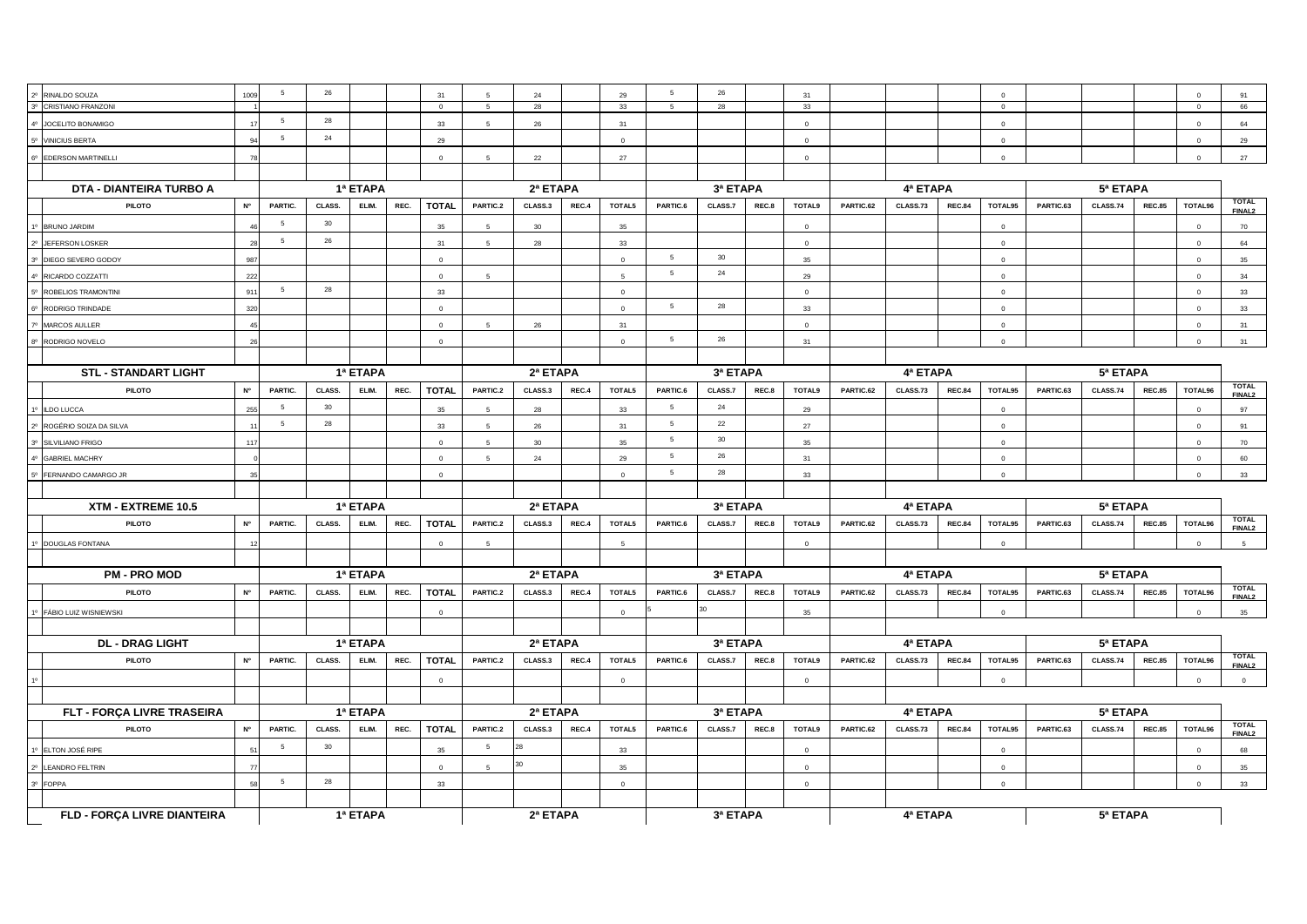| | | | | | | | | | | | | | | | | | | | | | | | | | |
|---|---|---|---|---|---|---|---|---|---|---|---|---|---|---|---|---|---|---|---|---|---|---|---|---|---|
| 2º | RINALDO SOUZA | 1009 | 5 | 26 | | | 31 | 5 | 24 | | 29 | 5 | 26 | | 31 | | | | 0 | | | | 0 | 91 |
| 3º | CRISTIANO FRANZONI | 1 | | | | | 0 | 5 | 28 | | 33 | 5 | 28 | | 33 | | | | 0 | | | | 0 | 66 |
| 4º | JOCELITO BONAMIGO | 17 | 5 | 28 | | | 33 | 5 | 26 | | 31 | | | | 0 | | | | 0 | | | | 0 | 64 |
| 5º | VINICIUS BERTA | 94 | 5 | 24 | | | 29 | | | | 0 | | | | 0 | | | | 0 | | | | 0 | 29 |
| 6º | EDERSON MARTINELLI | 78 | | | | | 0 | 5 | 22 | | 27 | | | | 0 | | | | 0 | | | | 0 | 27 |

| DTA - DIANTEIRA TURBO A | | | 1ª ETAPA | | | | | 2ª ETAPA | | | | 3ª ETAPA | | | | 4ª ETAPA | | | | 5ª ETAPA | | | | |
|---|---|---|---|---|---|---|---|---|---|---|---|---|---|---|---|---|---|---|---|---|---|---|---|---|
| | PILOTO | Nº | PARTIC. | CLASS. | ELIM. | REC. | TOTAL | PARTIC.2 | CLASS.3 | REC.4 | TOTAL5 | PARTIC.6 | CLASS.7 | REC.8 | TOTAL9 | PARTIC.62 | CLASS.73 | REC.84 | TOTAL95 | PARTIC.63 | CLASS.74 | REC.85 | TOTAL96 | TOTAL FINAL2 |
| 1º | BRUNO JARDIM | 46 | 5 | 30 | | | 35 | 5 | 30 | | 35 | | | | 0 | | | | 0 | | | | 0 | 70 |
| 2º | JEFERSON LOSKER | 28 | 5 | 26 | | | 31 | 5 | 28 | | 33 | | | | 0 | | | | 0 | | | | 0 | 64 |
| 3º | DIEGO SEVERO GODOY | 987 | | | | | 0 | | | | 0 | 5 | 30 | | 35 | | | | 0 | | | | 0 | 35 |
| 4º | RICARDO COZZATTI | 222 | | | | | 0 | 5 | | | 5 | 5 | 24 | | 29 | | | | 0 | | | | 0 | 34 |
| 5º | ROBELIOS TRAMONTINI | 911 | 5 | 28 | | | 33 | | | | 0 | | | | 0 | | | | 0 | | | | 0 | 33 |
| 6º | RODRIGO TRINDADE | 320 | | | | | 0 | | | | 0 | 5 | 28 | | 33 | | | | 0 | | | | 0 | 33 |
| 7º | MARCOS AULLER | 45 | | | | | 0 | 5 | 26 | | 31 | | | | 0 | | | | 0 | | | | 0 | 31 |
| 8º | RODRIGO NOVELO | 26 | | | | | 0 | | | | 0 | 5 | 26 | | 31 | | | | 0 | | | | 0 | 31 |

| STL - STANDART LIGHT | | | 1ª ETAPA | | | | | 2ª ETAPA | | | | 3ª ETAPA | | | | 4ª ETAPA | | | | 5ª ETAPA | | | | |
|---|---|---|---|---|---|---|---|---|---|---|---|---|---|---|---|---|---|---|---|---|---|---|---|---|
| | PILOTO | Nº | PARTIC. | CLASS. | ELIM. | REC. | TOTAL | PARTIC.2 | CLASS.3 | REC.4 | TOTAL5 | PARTIC.6 | CLASS.7 | REC.8 | TOTAL9 | PARTIC.62 | CLASS.73 | REC.84 | TOTAL95 | PARTIC.63 | CLASS.74 | REC.85 | TOTAL96 | TOTAL FINAL2 |
| 1º | ILDO LUCCA | 255 | 5 | 30 | | | 35 | 5 | 28 | | 33 | 5 | 24 | | 29 | | | | 0 | | | | 0 | 97 |
| 2º | ROGÉRIO SOIZA DA SILVA | 11 | 5 | 28 | | | 33 | 5 | 26 | | 31 | 5 | 22 | | 27 | | | | 0 | | | | 0 | 91 |
| 3º | SILVILIANO FRIGO | 117 | | | | | 0 | 5 | 30 | | 35 | 5 | 30 | | 35 | | | | 0 | | | | 0 | 70 |
| 4º | GABRIEL MACHRY | 0 | | | | | 0 | 5 | 24 | | 29 | 5 | 26 | | 31 | | | | 0 | | | | 0 | 60 |
| 5º | FERNANDO CAMARGO JR | 35 | | | | | 0 | | | | 0 | 5 | 28 | | 33 | | | | 0 | | | | 0 | 33 |

| XTM - EXTREME 10.5 | | | 1ª ETAPA | | | | | 2ª ETAPA | | | | 3ª ETAPA | | | | 4ª ETAPA | | | | 5ª ETAPA | | | | |
|---|---|---|---|---|---|---|---|---|---|---|---|---|---|---|---|---|---|---|---|---|---|---|---|---|
| | PILOTO | Nº | PARTIC. | CLASS. | ELIM. | REC. | TOTAL | PARTIC.2 | CLASS.3 | REC.4 | TOTAL5 | PARTIC.6 | CLASS.7 | REC.8 | TOTAL9 | PARTIC.62 | CLASS.73 | REC.84 | TOTAL95 | PARTIC.63 | CLASS.74 | REC.85 | TOTAL96 | TOTAL FINAL2 |
| 1º | DOUGLAS FONTANA | 12 | | | | | 0 | 5 | | | 5 | | | | 0 | | | | 0 | | | | 0 | 5 |

| PM - PRO MOD | | | 1ª ETAPA | | | | | 2ª ETAPA | | | | 3ª ETAPA | | | | 4ª ETAPA | | | | 5ª ETAPA | | | | |
|---|---|---|---|---|---|---|---|---|---|---|---|---|---|---|---|---|---|---|---|---|---|---|---|---|
| | PILOTO | Nº | PARTIC. | CLASS. | ELIM. | REC. | TOTAL | PARTIC.2 | CLASS.3 | REC.4 | TOTAL5 | PARTIC.6 | CLASS.7 | REC.8 | TOTAL9 | PARTIC.62 | CLASS.73 | REC.84 | TOTAL95 | PARTIC.63 | CLASS.74 | REC.85 | TOTAL96 | TOTAL FINAL2 |
| 1º | FÁBIO LUIZ WISNIEWSKI | | | | | | 0 | | | | 0 | 5 | 30 | | 35 | | | | 0 | | | | 0 | 35 |

| DL - DRAG LIGHT | | | 1ª ETAPA | | | | | 2ª ETAPA | | | | 3ª ETAPA | | | | 4ª ETAPA | | | | 5ª ETAPA | | | | |
|---|---|---|---|---|---|---|---|---|---|---|---|---|---|---|---|---|---|---|---|---|---|---|---|---|
| | PILOTO | Nº | PARTIC. | CLASS. | ELIM. | REC. | TOTAL | PARTIC.2 | CLASS.3 | REC.4 | TOTAL5 | PARTIC.6 | CLASS.7 | REC.8 | TOTAL9 | PARTIC.62 | CLASS.73 | REC.84 | TOTAL95 | PARTIC.63 | CLASS.74 | REC.85 | TOTAL96 | TOTAL FINAL2 |
| 1º | | | | | | | 0 | | | | 0 | | | | 0 | | | | 0 | | | | 0 | 0 |

| FLT - FORÇA LIVRE TRASEIRA | | | 1ª ETAPA | | | | | 2ª ETAPA | | | | 3ª ETAPA | | | | 4ª ETAPA | | | | 5ª ETAPA | | | | |
|---|---|---|---|---|---|---|---|---|---|---|---|---|---|---|---|---|---|---|---|---|---|---|---|---|
| | PILOTO | Nº | PARTIC. | CLASS. | ELIM. | REC. | TOTAL | PARTIC.2 | CLASS.3 | REC.4 | TOTAL5 | PARTIC.6 | CLASS.7 | REC.8 | TOTAL9 | PARTIC.62 | CLASS.73 | REC.84 | TOTAL95 | PARTIC.63 | CLASS.74 | REC.85 | TOTAL96 | TOTAL FINAL2 |
| 1º | ELTON JOSÉ RIPE | 51 | 5 | 30 | | | 35 | 5 | 28 | | 33 | | | | 0 | | | | 0 | | | | 0 | 68 |
| 2º | LEANDRO FELTRIN | 77 | | | | | 0 | 5 | 30 | | 35 | | | | 0 | | | | 0 | | | | 0 | 35 |
| 3º | FOPPA | 58 | 5 | 28 | | | 33 | | | | 0 | | | | 0 | | | | 0 | | | | 0 | 33 |

| FLD - FORÇA LIVRE DIANTEIRA | | | 1ª ETAPA | | | | | 2ª ETAPA | | | | 3ª ETAPA | | | | 4ª ETAPA | | | | 5ª ETAPA | | | | |
|---|---|---|---|---|---|---|---|---|---|---|---|---|---|---|---|---|---|---|---|---|---|---|---|---|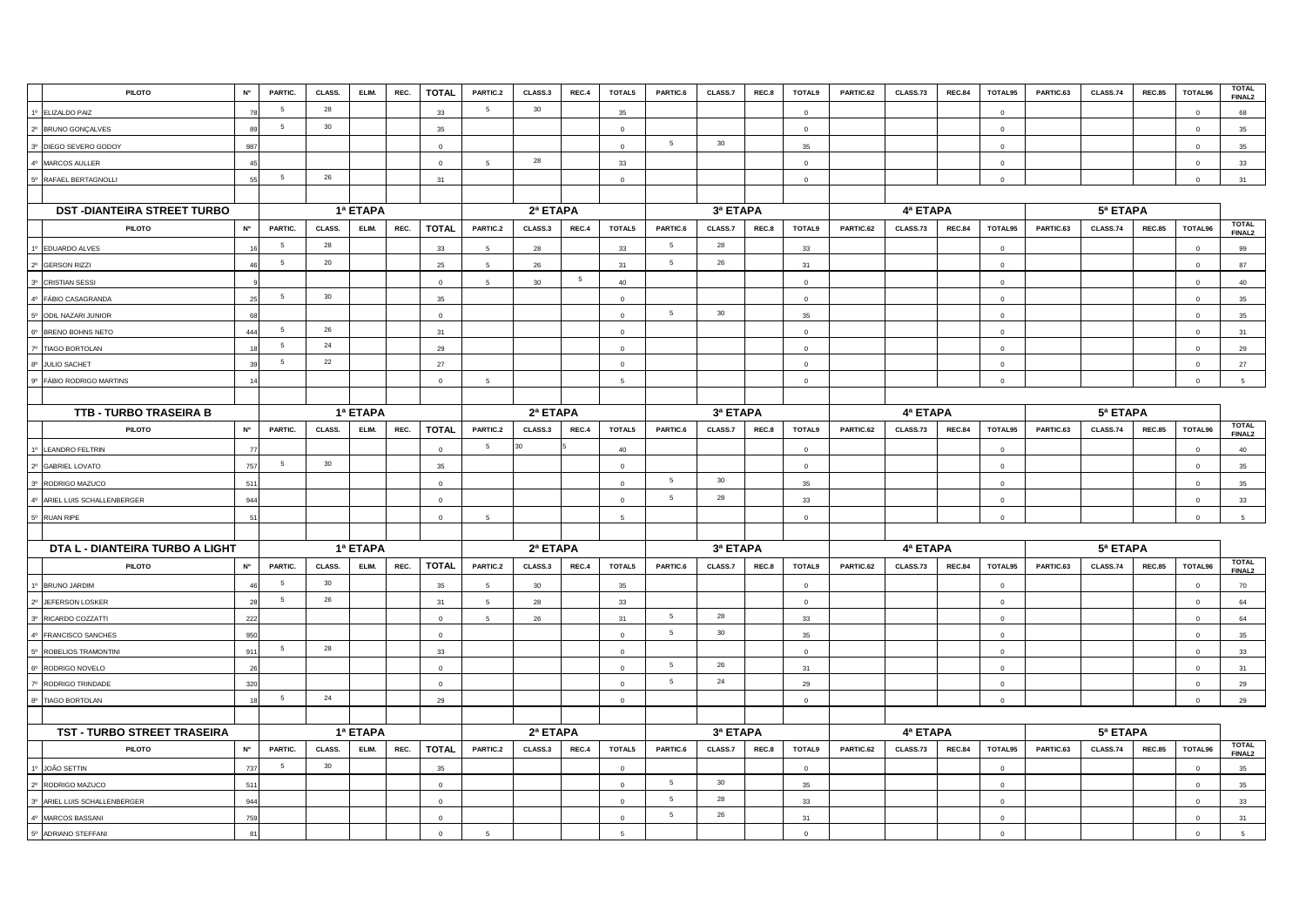| | PILOTO | Nº | PARTIC. | CLASS. | ELIM. | REC. | TOTAL | PARTIC.2 | CLASS.3 | REC.4 | TOTAL5 | PARTIC.6 | CLASS.7 | REC.8 | TOTAL9 | PARTIC.62 | CLASS.73 | REC.84 | TOTAL95 | PARTIC.63 | CLASS.74 | REC.85 | TOTAL96 | TOTAL FINAL2 |
|---|---|---|---|---|---|---|---|---|---|---|---|---|---|---|---|---|---|---|---|---|---|---|---|---|
| 1º | ELIZALDO PAIZ | 78 | 5 | 28 | | | 33 | 5 | 30 | | 35 | | | | 0 | | | | 0 | | | | 0 | 68 |
| 2º | BRUNO GONÇALVES | 89 | 5 | 30 | | | 35 | | | | 0 | | | | 0 | | | | 0 | | | | 0 | 35 |
| 3º | DIEGO SEVERO GODOY | 987 | | | | | 0 | | | | 0 | 5 | 30 | | 35 | | | | 0 | | | | 0 | 35 |
| 4º | MARCOS AULLER | 45 | | | | | 0 | 5 | 28 | | 33 | | | | 0 | | | | 0 | | | | 0 | 33 |
| 5º | RAFAEL BERTAGNOLLI | 55 | 5 | 26 | | | 31 | | | | 0 | | | | 0 | | | | 0 | | | | 0 | 31 |

| | DST -DIANTEIRA STREET TURBO | | 1ª ETAPA | | | | | 2ª ETAPA | | | | 3ª ETAPA | | | | 4ª ETAPA | | | | 5ª ETAPA | | | | |
|---|---|---|---|---|---|---|---|---|---|---|---|---|---|---|---|---|---|---|---|---|---|---|---|---|
| | PILOTO | Nº | PARTIC. | CLASS. | ELIM. | REC. | TOTAL | PARTIC.2 | CLASS.3 | REC.4 | TOTAL5 | PARTIC.6 | CLASS.7 | REC.8 | TOTAL9 | PARTIC.62 | CLASS.73 | REC.84 | TOTAL95 | PARTIC.63 | CLASS.74 | REC.85 | TOTAL96 | TOTAL FINAL2 |
| 1º | EDUARDO ALVES | 16 | 5 | 28 | | | 33 | 5 | 28 | | 33 | 5 | 28 | | 33 | | | | 0 | | | | 0 | 99 |
| 2º | GERSON RIZZI | 46 | 5 | 20 | | | 25 | 5 | 26 | | 31 | 5 | 26 | | 31 | | | | 0 | | | | 0 | 87 |
| 3º | CRISTIAN SESSI | 9 | | | | | 0 | 5 | 30 | 5 | 40 | | | | 0 | | | | 0 | | | | 0 | 40 |
| 4º | FÁBIO CASAGRANDA | 25 | 5 | 30 | | | 35 | | | | 0 | | | | 0 | | | | 0 | | | | 0 | 35 |
| 5º | ODIL NAZARI JUNIOR | 68 | | | | | 0 | | | | 0 | 5 | 30 | | 35 | | | | 0 | | | | 0 | 35 |
| 6º | BRENO BOHNS NETO | 444 | 5 | 26 | | | 31 | | | | 0 | | | | 0 | | | | 0 | | | | 0 | 31 |
| 7º | TIAGO BORTOLAN | 18 | 5 | 24 | | | 29 | | | | 0 | | | | 0 | | | | 0 | | | | 0 | 29 |
| 8º | JULIO SACHET | 39 | 5 | 22 | | | 27 | | | | 0 | | | | 0 | | | | 0 | | | | 0 | 27 |
| 9º | FÁBIO RODRIGO MARTINS | 14 | | | | | 0 | 5 | | | 5 | | | | 0 | | | | 0 | | | | 0 | 5 |

| | TTB - TURBO TRASEIRA B | | 1ª ETAPA | | | | | 2ª ETAPA | | | | 3ª ETAPA | | | | 4ª ETAPA | | | | 5ª ETAPA | | | | |
|---|---|---|---|---|---|---|---|---|---|---|---|---|---|---|---|---|---|---|---|---|---|---|---|---|
| | PILOTO | Nº | PARTIC. | CLASS. | ELIM. | REC. | TOTAL | PARTIC.2 | CLASS.3 | REC.4 | TOTAL5 | PARTIC.6 | CLASS.7 | REC.8 | TOTAL9 | PARTIC.62 | CLASS.73 | REC.84 | TOTAL95 | PARTIC.63 | CLASS.74 | REC.85 | TOTAL96 | TOTAL FINAL2 |
| 1º | LEANDRO FELTRIN | 77 | | | | | 0 | 5 | 30 | 5 | 40 | | | | 0 | | | | 0 | | | | 0 | 40 |
| 2º | GABRIEL LOVATO | 757 | 5 | 30 | | | 35 | | | | 0 | | | | 0 | | | | 0 | | | | 0 | 35 |
| 3º | RODRIGO MAZUCO | 511 | | | | | 0 | | | | 0 | 5 | 30 | | 35 | | | | 0 | | | | 0 | 35 |
| 4º | ARIEL LUIS SCHALLENBERGER | 944 | | | | | 0 | | | | 0 | 5 | 28 | | 33 | | | | 0 | | | | 0 | 33 |
| 5º | RUAN RIPE | 51 | | | | | 0 | 5 | | | 5 | | | | 0 | | | | 0 | | | | 0 | 5 |

| | DTA L - DIANTEIRA TURBO A LIGHT | | 1ª ETAPA | | | | | 2ª ETAPA | | | | 3ª ETAPA | | | | 4ª ETAPA | | | | 5ª ETAPA | | | | |
|---|---|---|---|---|---|---|---|---|---|---|---|---|---|---|---|---|---|---|---|---|---|---|---|---|
| | PILOTO | Nº | PARTIC. | CLASS. | ELIM. | REC. | TOTAL | PARTIC.2 | CLASS.3 | REC.4 | TOTAL5 | PARTIC.6 | CLASS.7 | REC.8 | TOTAL9 | PARTIC.62 | CLASS.73 | REC.84 | TOTAL95 | PARTIC.63 | CLASS.74 | REC.85 | TOTAL96 | TOTAL FINAL2 |
| 1º | BRUNO JARDIM | 46 | 5 | 30 | | | 35 | 5 | 30 | | 35 | | | | 0 | | | | 0 | | | | 0 | 70 |
| 2º | JEFERSON LOSKER | 28 | 5 | 26 | | | 31 | 5 | 28 | | 33 | | | | 0 | | | | 0 | | | | 0 | 64 |
| 3º | RICARDO COZZATTI | 222 | | | | | 0 | 5 | 26 | | 31 | 5 | 28 | | 33 | | | | 0 | | | | 0 | 64 |
| 4º | FRANCISCO SANCHES | 950 | | | | | 0 | | | | 0 | 5 | 30 | | 35 | | | | 0 | | | | 0 | 35 |
| 5º | ROBELIOS TRAMONTINI | 911 | 5 | 28 | | | 33 | | | | 0 | | | | 0 | | | | 0 | | | | 0 | 33 |
| 6º | RODRIGO NOVELO | 26 | | | | | 0 | | | | 0 | 5 | 26 | | 31 | | | | 0 | | | | 0 | 31 |
| 7º | RODRIGO TRINDADE | 320 | | | | | 0 | | | | 0 | 5 | 24 | | 29 | | | | 0 | | | | 0 | 29 |
| 8º | TIAGO BORTOLAN | 18 | 5 | 24 | | | 29 | | | | 0 | | | | 0 | | | | 0 | | | | 0 | 29 |

| | TST - TURBO STREET TRASEIRA | | 1ª ETAPA | | | | | 2ª ETAPA | | | | 3ª ETAPA | | | | 4ª ETAPA | | | | 5ª ETAPA | | | | |
|---|---|---|---|---|---|---|---|---|---|---|---|---|---|---|---|---|---|---|---|---|---|---|---|---|
| | PILOTO | Nº | PARTIC. | CLASS. | ELIM. | REC. | TOTAL | PARTIC.2 | CLASS.3 | REC.4 | TOTAL5 | PARTIC.6 | CLASS.7 | REC.8 | TOTAL9 | PARTIC.62 | CLASS.73 | REC.84 | TOTAL95 | PARTIC.63 | CLASS.74 | REC.85 | TOTAL96 | TOTAL FINAL2 |
| 1º | JOÃO SETTIN | 737 | 5 | 30 | | | 35 | | | | 0 | | | | 0 | | | | 0 | | | | 0 | 35 |
| 2º | RODRIGO MAZUCO | 511 | | | | | 0 | | | | 0 | 5 | 30 | | 35 | | | | 0 | | | | 0 | 35 |
| 3º | ARIEL LUIS SCHALLENBERGER | 944 | | | | | 0 | | | | 0 | 5 | 28 | | 33 | | | | 0 | | | | 0 | 33 |
| 4º | MARCOS BASSANI | 759 | | | | | 0 | | | | 0 | 5 | 26 | | 31 | | | | 0 | | | | 0 | 31 |
| 5º | ADRIANO STEFFANI | 81 | | | | | 0 | 5 | | | 5 | | | | 0 | | | | 0 | | | | 0 | 5 |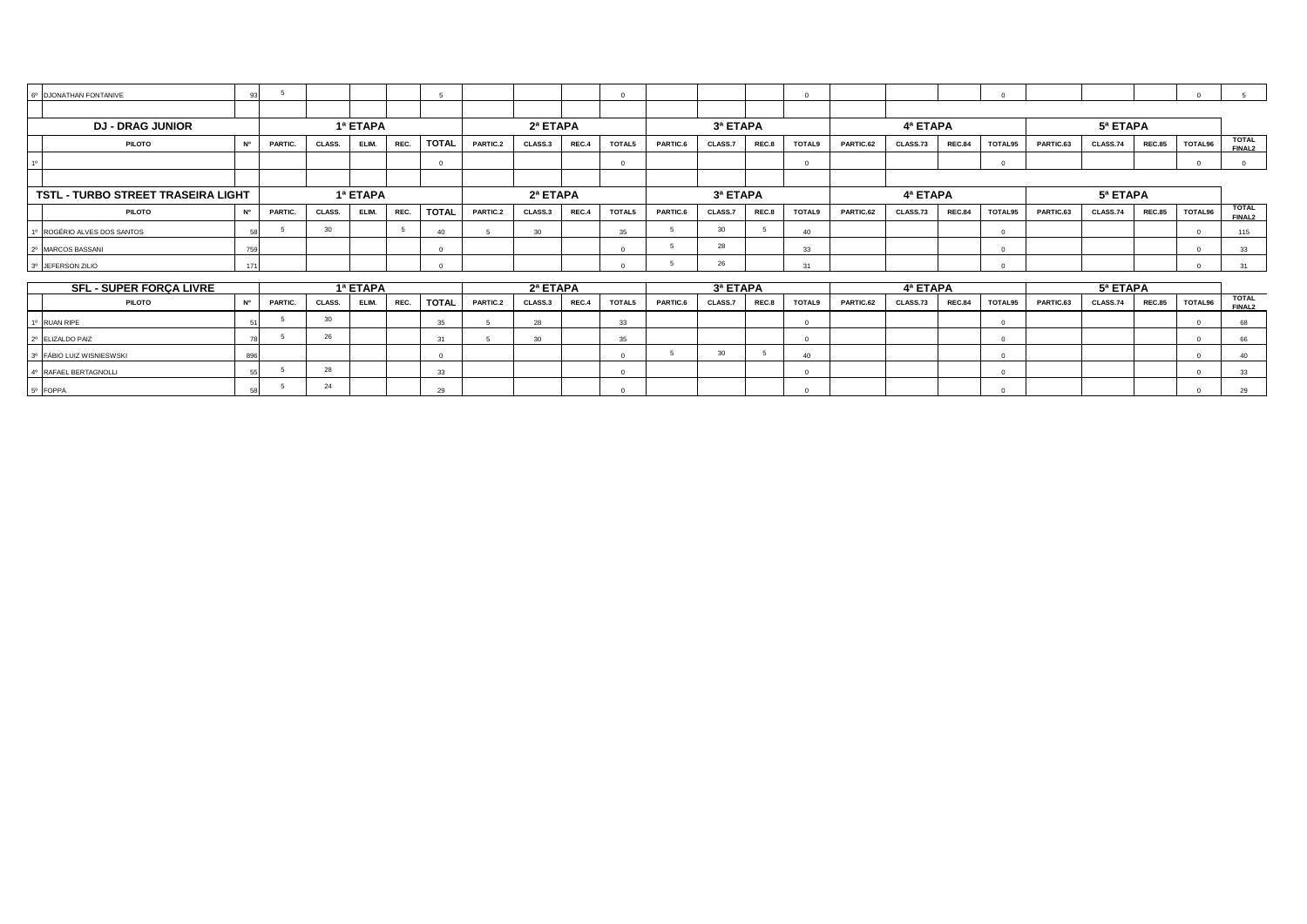| | | | | | | | | | | | | | | | | | | | | | | | | | | |
|---|---|---|---|---|---|---|---|---|---|---|---|---|---|---|---|---|---|---|---|---|---|---|---|---|---|---|
| 6º | DJONATHAN FONTANIVE | 93 | 5 | | | | 5 | | | | 0 | | | | 0 | | | | 0 | | | | 0 | 5 |

| **DJ - DRAG JUNIOR** | | | **1ª ETAPA** | | | | | **2ª ETAPA** | | | | **3ª ETAPA** | | | | **4ª ETAPA** | | | | **5ª ETAPA** | | | | |
|---|---|---|---|---|---|---|---|---|---|---|---|---|---|---|---|---|---|---|---|---|---|---|---|---|
| | **PILOTO** | **Nº** | **PARTIC.** | **CLASS.** | **ELIM.** | **REC.** | **TOTAL** | **PARTIC.2** | **CLASS.3** | **REC.4** | **TOTAL5** | **PARTIC.6** | **CLASS.7** | **REC.8** | **TOTAL9** | **PARTIC.62** | **CLASS.73** | **REC.84** | **TOTAL95** | **PARTIC.63** | **CLASS.74** | **REC.85** | **TOTAL96** | **TOTAL FINAL2** |
| 1º | | | | | | | 0 | | | | 0 | | | | 0 | | | | 0 | | | | 0 | 0 |

| **TSTL - TURBO STREET TRASEIRA LIGHT** | | | **1ª ETAPA** | | | | | **2ª ETAPA** | | | | **3ª ETAPA** | | | | **4ª ETAPA** | | | | **5ª ETAPA** | | | | |
|---|---|---|---|---|---|---|---|---|---|---|---|---|---|---|---|---|---|---|---|---|---|---|---|---|
| | **PILOTO** | **Nº** | **PARTIC.** | **CLASS.** | **ELIM.** | **REC.** | **TOTAL** | **PARTIC.2** | **CLASS.3** | **REC.4** | **TOTAL5** | **PARTIC.6** | **CLASS.7** | **REC.8** | **TOTAL9** | **PARTIC.62** | **CLASS.73** | **REC.84** | **TOTAL95** | **PARTIC.63** | **CLASS.74** | **REC.85** | **TOTAL96** | **TOTAL FINAL2** |
| 1º | ROGÉRIO ALVES DOS SANTOS | 58 | 5 | 30 | | 5 | 40 | 5 | 30 | | 35 | 5 | 30 | 5 | 40 | | | | 0 | | | | 0 | 115 |
| 2º | MARCOS BASSANI | 759 | | | | | 0 | | | | 0 | 5 | 28 | | 33 | | | | 0 | | | | 0 | 33 |
| 3º | JEFERSON ZILIO | 171 | | | | | 0 | | | | 0 | 5 | 26 | | 31 | | | | 0 | | | | 0 | 31 |

| **SFL - SUPER FORÇA LIVRE** | | | **1ª ETAPA** | | | | | **2ª ETAPA** | | | | **3ª ETAPA** | | | | **4ª ETAPA** | | | | **5ª ETAPA** | | | | |
|---|---|---|---|---|---|---|---|---|---|---|---|---|---|---|---|---|---|---|---|---|---|---|---|---|
| | **PILOTO** | **Nº** | **PARTIC.** | **CLASS.** | **ELIM.** | **REC.** | **TOTAL** | **PARTIC.2** | **CLASS.3** | **REC.4** | **TOTAL5** | **PARTIC.6** | **CLASS.7** | **REC.8** | **TOTAL9** | **PARTIC.62** | **CLASS.73** | **REC.84** | **TOTAL95** | **PARTIC.63** | **CLASS.74** | **REC.85** | **TOTAL96** | **TOTAL FINAL2** |
| 1º | RUAN RIPE | 51 | 5 | 30 | | | 35 | 5 | 28 | | 33 | | | | 0 | | | | 0 | | | | 0 | 68 |
| 2º | ELIZALDO PAIZ | 78 | 5 | 26 | | | 31 | 5 | 30 | | 35 | | | | 0 | | | | 0 | | | | 0 | 66 |
| 3º | FÁBIO LUIZ WISNIESWSKI | 896 | | | | | 0 | | | | 0 | 5 | 30 | 5 | 40 | | | | 0 | | | | 0 | 40 |
| 4º | RAFAEL BERTAGNOLLI | 55 | 5 | 28 | | | 33 | | | | 0 | | | | 0 | | | | 0 | | | | 0 | 33 |
| 5º | FOPPA | 58 | 5 | 24 | | | 29 | | | | 0 | | | | 0 | | | | 0 | | | | 0 | 29 |